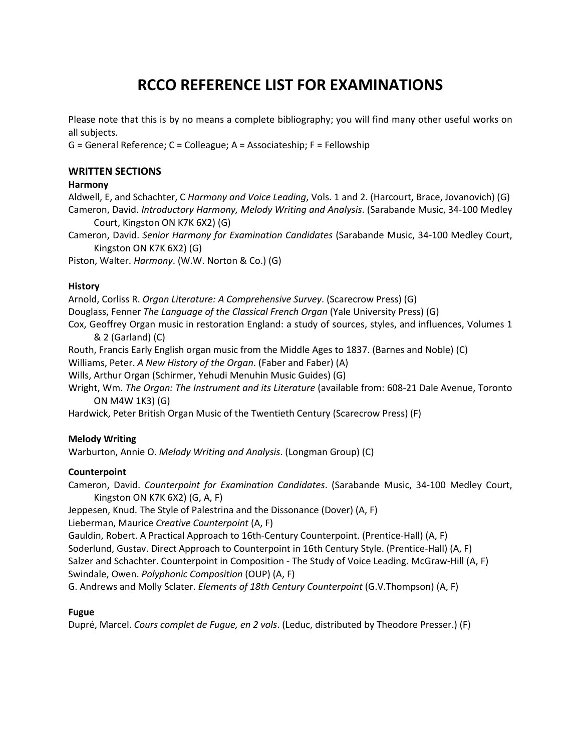# RCCO REFERENCE LIST FOR EXAMINATIONS

Please note that this is by no means a complete bibliography; you will find many other useful works on all subjects.

G = General Reference; C = Colleague; A = Associateship; F = Fellowship

## WRITTEN SECTIONS

### Harmony

Aldwell, E, and Schachter, C *Harmony and Voice Leading*, Vols. 1 and 2. (Harcourt, Brace, Jovanovich) (G)

Cameron, David. *Introductory Harmony, Melody Writing and Analysis*. (Sarabande Music, 34-100 Medley Court, Kingston ON K7K 6X2) (G)

Cameron, David. *Senior Harmony for Examination Candidates* (Sarabande Music, 34-100 Medley Court, Kingston ON K7K 6X2) (G)

Piston, Walter. *Harmony*. (W.W. Norton & Co.) (G)

### History

Arnold, Corliss R. *Organ Literature: A Comprehensive Survey*. (Scarecrow Press) (G)

Douglass, Fenner *The Language of the Classical French Organ* (Yale University Press) (G)

Cox, Geoffrey Organ music in restoration England: a study of sources, styles, and influences, Volumes 1 & 2 (Garland) (C)

Routh, Francis Early English organ music from the Middle Ages to 1837. (Barnes and Noble) (C)

Williams, Peter. *A New History of the Organ*. (Faber and Faber) (A)

Wills, Arthur Organ (Schirmer, Yehudi Menuhin Music Guides) (G)

Wright, Wm. *The Organ: The Instrument and its Literature* (available from: 608-21 Dale Avenue, Toronto ON M4W 1K3) (G)

Hardwick, Peter British Organ Music of the Twentieth Century (Scarecrow Press) (F)

### Melody Writing

Warburton, Annie O. *Melody Writing and Analysis*. (Longman Group) (C)

### Counterpoint

Cameron, David. *Counterpoint for Examination Candidates*. (Sarabande Music, 34-100 Medley Court, Kingston ON K7K 6X2) (G, A, F)

Jeppesen, Knud. The Style of Palestrina and the Dissonance (Dover) (A, F)

Lieberman, Maurice *Creative Counterpoint* (A, F)

Gauldin, Robert. A Practical Approach to 16th-Century Counterpoint. (Prentice-Hall) (A, F)

Soderlund, Gustav. Direct Approach to Counterpoint in 16th Century Style. (Prentice-Hall) (A, F)

Salzer and Schachter. Counterpoint in Composition - The Study of Voice Leading. McGraw-Hill (A, F)

Swindale, Owen. *Polyphonic Composition* (OUP) (A, F)

G. Andrews and Molly Sclater. *Elements of 18th Century Counterpoint* (G.V.Thompson) (A, F)

### Fugue

Dupré, Marcel. *Cours complet de Fugue, en 2 vols*. (Leduc, distributed by Theodore Presser.) (F)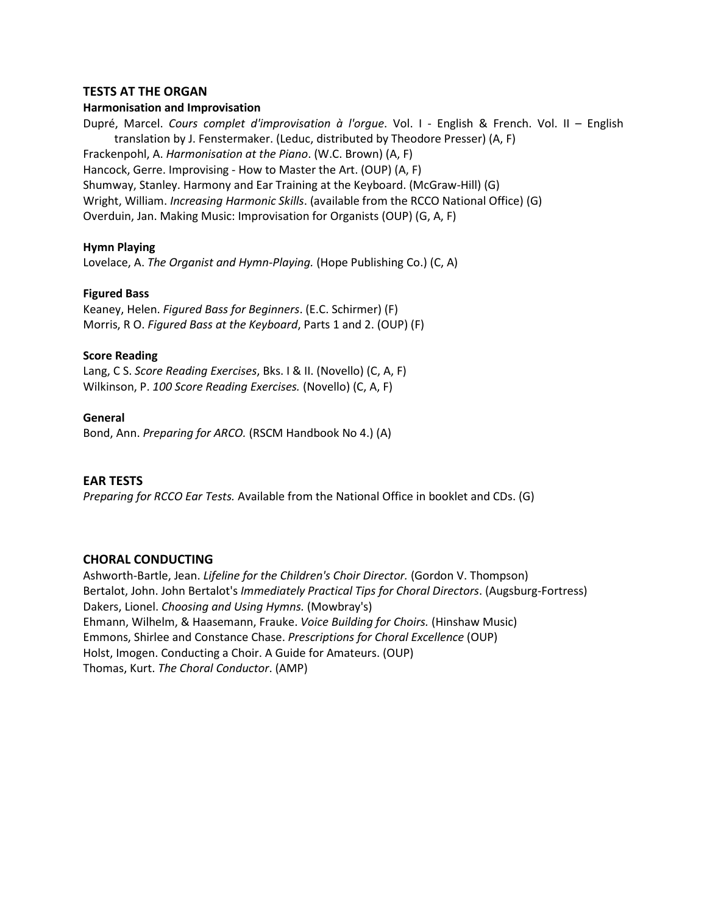## TESTS AT THE ORGAN

### Harmonisation and Improvisation

Dupré, Marcel. *Cours complet d'improvisation à l'orgue*. Vol. I - English & French. Vol. II – English translation by J. Fenstermaker. (Leduc, distributed by Theodore Presser) (A, F)
Frackenpohl, A. *Harmonisation at the Piano*. (W.C. Brown) (A, F)
Hancock, Gerre. Improvising - How to Master the Art. (OUP) (A, F)
Shumway, Stanley. Harmony and Ear Training at the Keyboard. (McGraw-Hill) (G)
Wright, William. *Increasing Harmonic Skills*. (available from the RCCO National Office) (G)
Overduin, Jan. Making Music: Improvisation for Organists (OUP) (G, A, F)

### Hymn Playing

Lovelace, A. *The Organist and Hymn-Playing.* (Hope Publishing Co.) (C, A)

### Figured Bass

Keaney, Helen. *Figured Bass for Beginners*. (E.C. Schirmer) (F)
Morris, R O. *Figured Bass at the Keyboard*, Parts 1 and 2. (OUP) (F)

### Score Reading

Lang, C S. *Score Reading Exercises*, Bks. I & II. (Novello) (C, A, F)
Wilkinson, P. *100 Score Reading Exercises.* (Novello) (C, A, F)

### General

Bond, Ann. *Preparing for ARCO.* (RSCM Handbook No 4.) (A)

## EAR TESTS

*Preparing for RCCO Ear Tests.* Available from the National Office in booklet and CDs. (G)

## CHORAL CONDUCTING

Ashworth-Bartle, Jean. *Lifeline for the Children's Choir Director.* (Gordon V. Thompson)
Bertalot, John. John Bertalot's *Immediately Practical Tips for Choral Directors*. (Augsburg-Fortress)
Dakers, Lionel. *Choosing and Using Hymns.* (Mowbray's)
Ehmann, Wilhelm, & Haasemann, Frauke. *Voice Building for Choirs.* (Hinshaw Music)
Emmons, Shirlee and Constance Chase. *Prescriptions for Choral Excellence* (OUP)
Holst, Imogen. Conducting a Choir. A Guide for Amateurs. (OUP)
Thomas, Kurt. *The Choral Conductor*. (AMP)